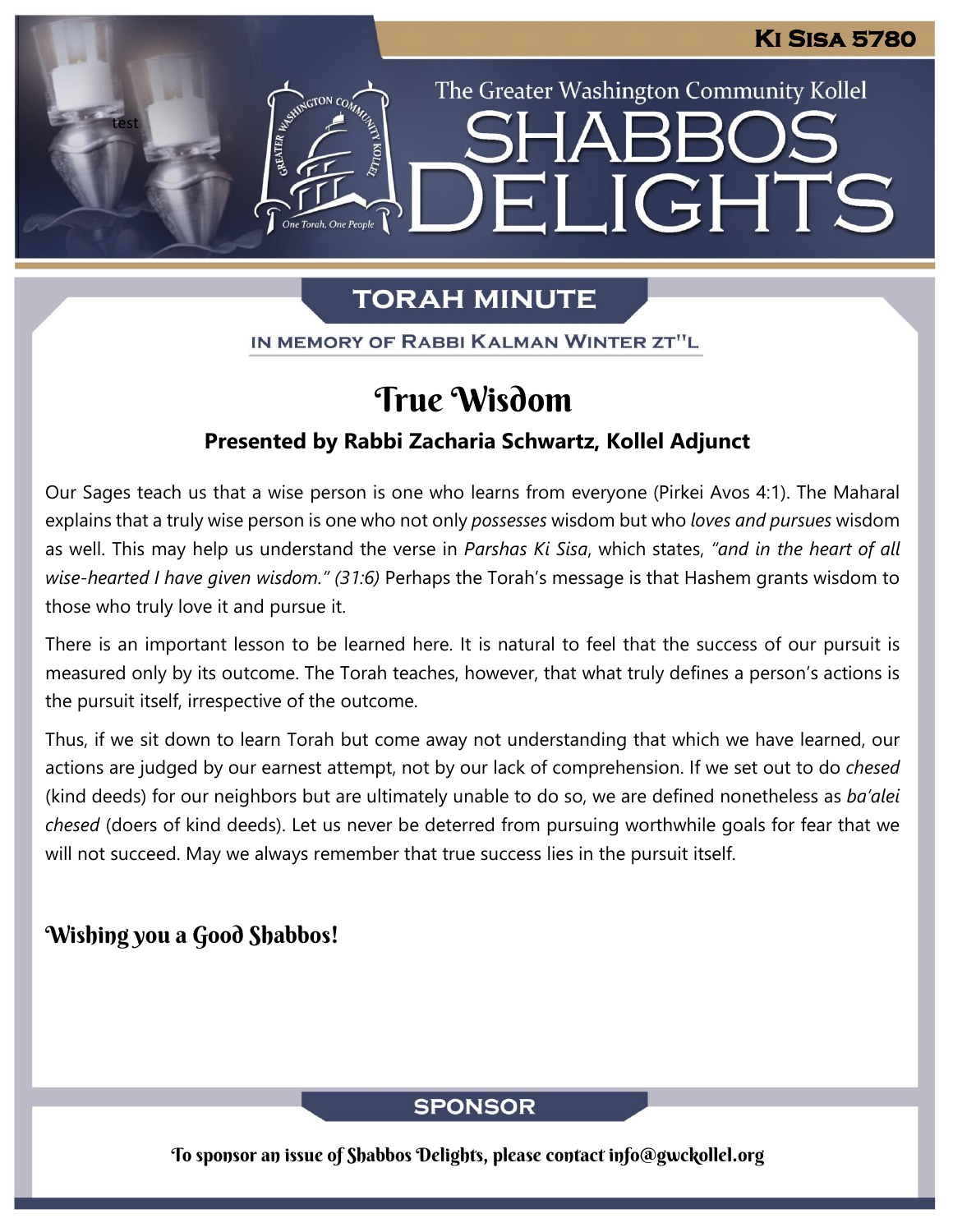Ki Sisa 5780

The Greater Washington Community Kollel

# Shabbos Delights

## Torah Minute

In Memory of Rabbi Kalman Winter zt"l

# True Wisdom

**Presented by Rabbi Zacharia Schwartz, Kollel Adjunct**

Our Sages teach us that a wise person is one who learns from everyone (Pirkei Avos 4:1). The Maharal explains that a truly wise person is one who not only *possesses* wisdom but who *loves and pursues* wisdom as well. This may help us understand the verse in *Parshas Ki Sisa*, which states, *"and in the heart of all wise-hearted I have given wisdom." (31:6)* Perhaps the Torah's message is that Hashem grants wisdom to those who truly love it and pursue it.

There is an important lesson to be learned here. It is natural to feel that the success of our pursuit is measured only by its outcome. The Torah teaches, however, that what truly defines a person's actions is the pursuit itself, irrespective of the outcome.

Thus, if we sit down to learn Torah but come away not understanding that which we have learned, our actions are judged by our earnest attempt, not by our lack of comprehension. If we set out to do *chesed* (kind deeds) for our neighbors but are ultimately unable to do so, we are defined nonetheless as *ba'alei chesed* (doers of kind deeds). Let us never be deterred from pursuing worthwhile goals for fear that we will not succeed. May we always remember that true success lies in the pursuit itself.

**Wishing you a Good Shabbos!**

## Sponsor

To sponsor an issue of Shabbos Delights, please contact info@gwckollel.org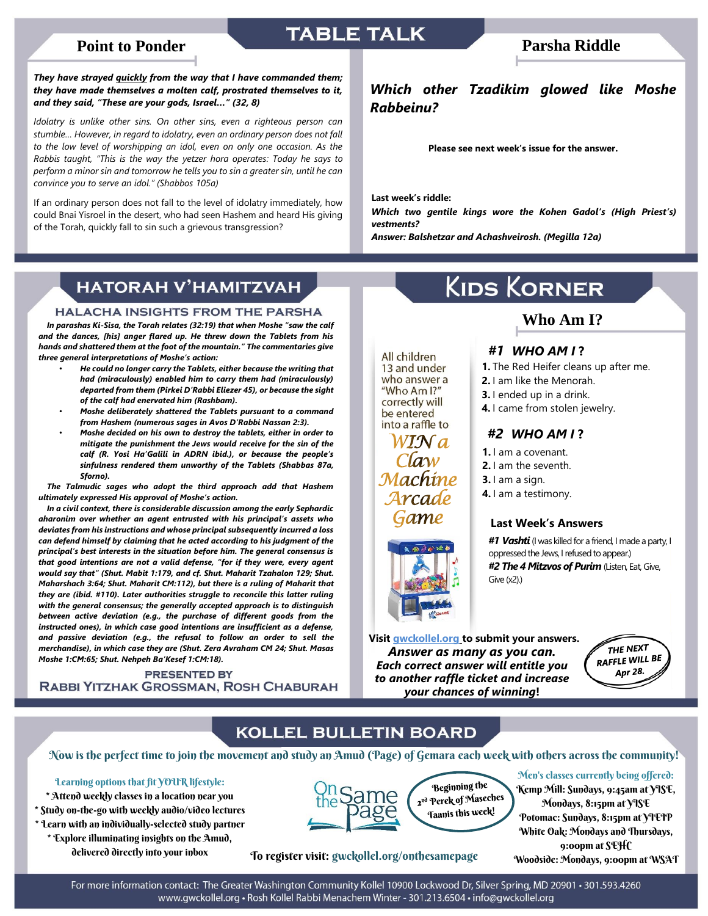# TABLE TALK

## Point to Ponder

***They have strayed quickly from the way that I have commanded them; they have made themselves a molten calf, prostrated themselves to it, and they said, "These are your gods, Israel…" (32, 8)***

*Idolatry is unlike other sins. On other sins, even a righteous person can stumble… However, in regard to idolatry, even an ordinary person does not fall to the low level of worshipping an idol, even on only one occasion. As the Rabbis taught, "This is the way the yetzer hora operates: Today he says to perform a minor sin and tomorrow he tells you to sin a greater sin, until he can convince you to serve an idol." (Shabbos 105a)*

If an ordinary person does not fall to the level of idolatry immediately, how could Bnai Yisroel in the desert, who had seen Hashem and heard His giving of the Torah, quickly fall to sin such a grievous transgression?

## Parsha Riddle

***Which other Tzadikim glowed like Moshe Rabbeinu?***

**Please see next week's issue for the answer.**

**Last week's riddle:**

***Which two gentile kings wore the Kohen Gadol's (High Priest's) vestments?***

***Answer: Balshetzar and Achashveirosh. (Megilla 12a)***

# HATORAH V'HAMITZVAH

## HALACHA INSIGHTS FROM THE PARSHA

***In parashas Ki-Sisa, the Torah relates (32:19) that when Moshe "saw the calf and the dances, [his] anger flared up. He threw down the Tablets from his hands and shattered them at the foot of the mountain." The commentaries give three general interpretations of Moshe's action:***

- ***He could no longer carry the Tablets, either because the writing that had (miraculously) enabled him to carry them had (miraculously) departed from them (Pirkei D'Rabbi Eliezer 45), or because the sight of the calf had enervated him (Rashbam).***
- ***Moshe deliberately shattered the Tablets pursuant to a command from Hashem (numerous sages in Avos D'Rabbi Nassan 2:3).***
- ***Moshe decided on his own to destroy the tablets, either in order to mitigate the punishment the Jews would receive for the sin of the calf (R. Yosi Ha'Galili in ADRN ibid.), or because the people's sinfulness rendered them unworthy of the Tablets (Shabbas 87a, Sforno).***

***The Talmudic sages who adopt the third approach add that Hashem ultimately expressed His approval of Moshe's action.***

***In a civil context, there is considerable discussion among the early Sephardic aharonim over whether an agent entrusted with his principal's assets who deviates from his instructions and whose principal subsequently incurred a loss can defend himself by claiming that he acted according to his judgment of the principal's best interests in the situation before him. The general consensus is that good intentions are not a valid defense, "for if they were, every agent would say that" (Shut. Mabit 1:179, and cf. Shut. Maharit Tzahalon 129; Shut. Maharshach 3:64; Shut. Maharit CM:112), but there is a ruling of Maharit that they are (ibid. #110). Later authorities struggle to reconcile this latter ruling with the general consensus; the generally accepted approach is to distinguish between active deviation (e.g., the purchase of different goods from the instructed ones), in which case good intentions are insufficient as a defense, and passive deviation (e.g., the refusal to follow an order to sell the merchandise), in which case they are (Shut. Zera Avraham CM 24; Shut. Masas Moshe 1:CM:65; Shut. Nehpeh Ba'Kesef 1:CM:18).***

PRESENTED BY
RABBI YITZHAK GROSSMAN, ROSH CHABURAH

# KIDS KORNER

## Who Am I?

All children 13 and under who answer a "Who Am I?" correctly will be entered into a raffle to

*WIN a Claw Machine Arcade Game*

### #1 WHO AM I ?

**1.** The Red Heifer cleans up after me.
**2.** I am like the Menorah.
**3.** I ended up in a drink.
**4.** I came from stolen jewelry.

### #2 WHO AM I ?

**1.** I am a covenant.
**2.** I am the seventh.
**3.** I am a sign.
**4.** I am a testimony.

### Last Week's Answers

***#1 Vashti*** (I was killed for a friend, I made a party, I oppressed the Jews, I refused to appear.)

***#2 The 4 Mitzvos of Purim*** (Listen, Eat, Give, Give (x2).)

**Visit gwckollel.org to submit your answers.**
***Answer as many as you can. Each correct answer will entitle you to another raffle ticket and increase your chances of winning!***

*THE NEXT RAFFLE WILL BE Apr 28.*

# KOLLEL BULLETIN BOARD

Now is the perfect time to join the movement and study an Amud (Page) of Gemara each week with others across the community!

Learning options that fit YOUR lifestyle:
* Attend weekly classes in a location near you
* Study on-the-go with weekly audio/video lectures
* Learn with an individually-selected study partner
* Explore illuminating insights on the Amud, delivered directly into your inbox

On the Same Page

Beginning the 2nd Perek of Maseches Taanis this week!

To register visit: gwckollel.org/onthesamepage

Men's classes currently being offered:
Kemp Mill: Sundays, 9:45am at YISE, Mondays, 8:15pm at YISE
Potomac: Sundays, 8:15pm at YIEIP
White Oak: Mondays and Thursdays, 9:00pm at SEHC
Woodside: Mondays, 9:00pm at WSAT

For more information contact: The Greater Washington Community Kollel 10900 Lockwood Dr, Silver Spring, MD 20901 • 301.593.4260
www.gwckollel.org • Rosh Kollel Rabbi Menachem Winter - 301.213.6504 • info@gwckollel.org